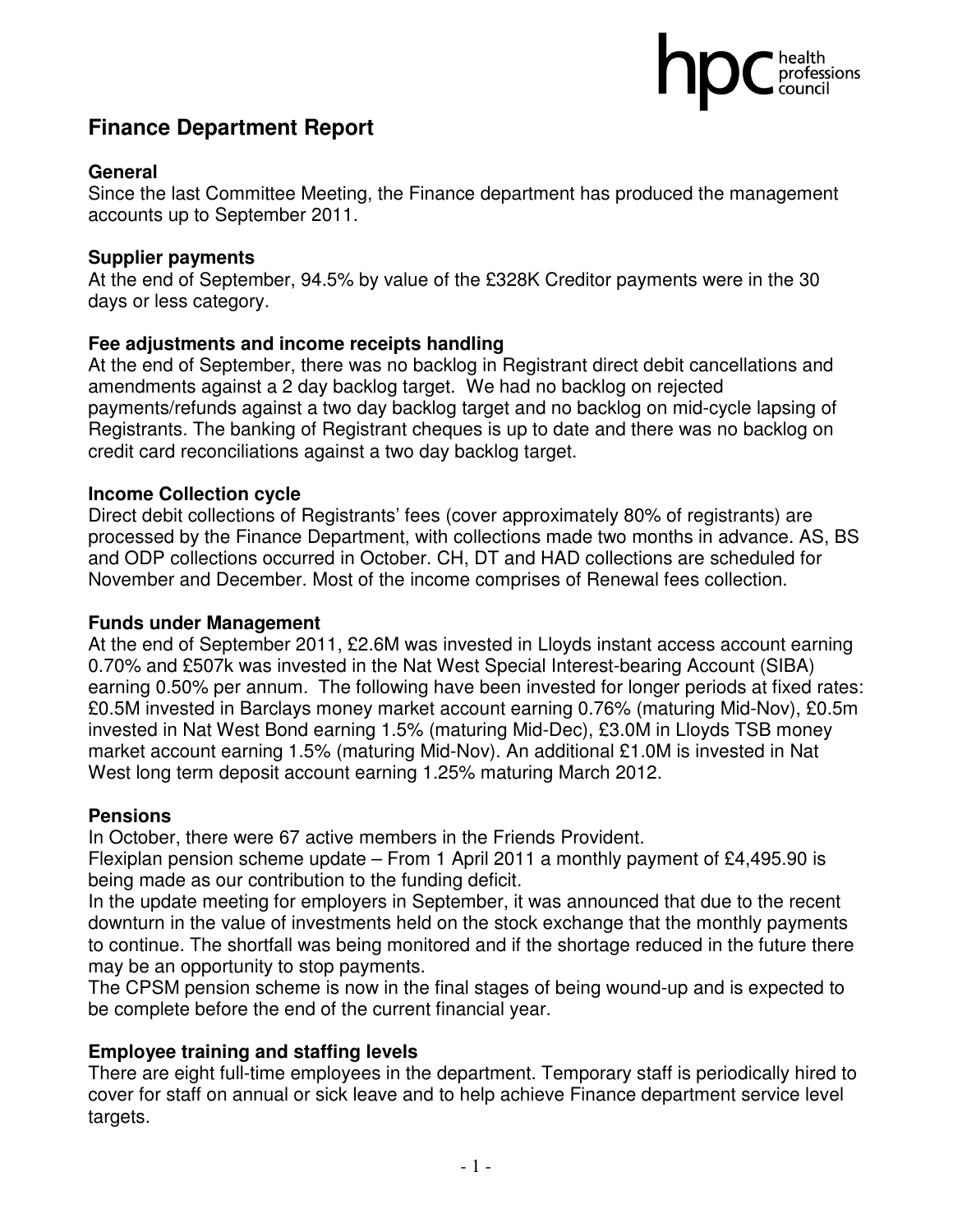# Finance Department Report

## General

Since the last Committee Meeting, the Finance department has produced the management accounts up to September 2011.

## Supplier payments

At the end of September, 94.5% by value of the £328K Creditor payments were in the 30 days or less category.

## Fee adjustments and income receipts handling

At the end of September, there was no backlog in Registrant direct debit cancellations and amendments against a 2 day backlog target. We had no backlog on rejected payments/refunds against a two day backlog target and no backlog on mid-cycle lapsing of Registrants. The banking of Registrant cheques is up to date and there was no backlog on credit card reconciliations against a two day backlog target.

## Income Collection cycle

Direct debit collections of Registrants' fees (cover approximately 80% of registrants) are processed by the Finance Department, with collections made two months in advance. AS, BS and ODP collections occurred in October. CH, DT and HAD collections are scheduled for November and December. Most of the income comprises of Renewal fees collection.

## Funds under Management

At the end of September 2011, £2.6M was invested in Lloyds instant access account earning 0.70% and £507k was invested in the Nat West Special Interest-bearing Account (SIBA) earning 0.50% per annum. The following have been invested for longer periods at fixed rates: £0.5M invested in Barclays money market account earning 0.76% (maturing Mid-Nov), £0.5m invested in Nat West Bond earning 1.5% (maturing Mid-Dec), £3.0M in Lloyds TSB money market account earning 1.5% (maturing Mid-Nov). An additional £1.0M is invested in Nat West long term deposit account earning 1.25% maturing March 2012.

## Pensions

In October, there were 67 active members in the Friends Provident.

Flexiplan pension scheme update – From 1 April 2011 a monthly payment of £4,495.90 is being made as our contribution to the funding deficit.

In the update meeting for employers in September, it was announced that due to the recent downturn in the value of investments held on the stock exchange that the monthly payments to continue. The shortfall was being monitored and if the shortage reduced in the future there may be an opportunity to stop payments.

The CPSM pension scheme is now in the final stages of being wound-up and is expected to be complete before the end of the current financial year.

## Employee training and staffing levels

There are eight full-time employees in the department. Temporary staff is periodically hired to cover for staff on annual or sick leave and to help achieve Finance department service level targets.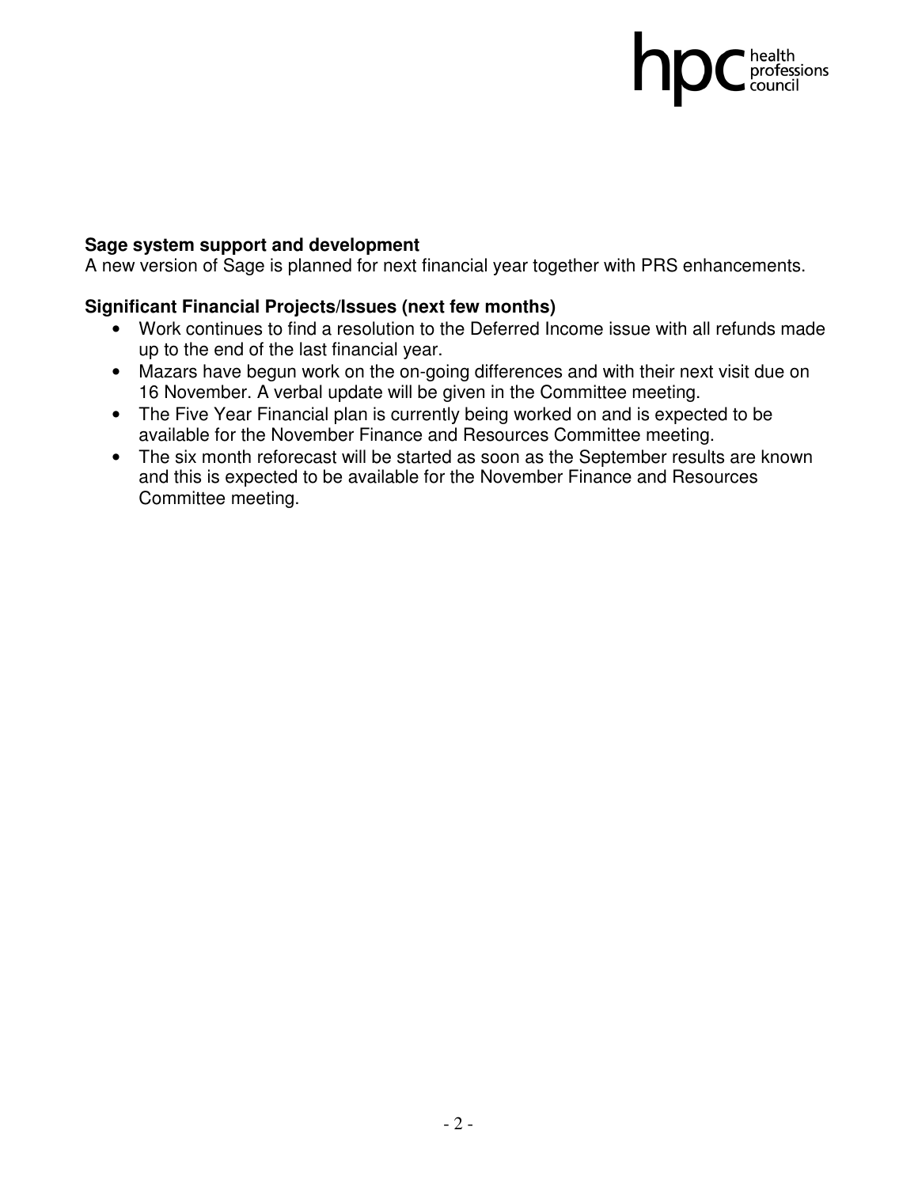**Sage system support and development**
A new version of Sage is planned for next financial year together with PRS enhancements.

**Significant Financial Projects/Issues (next few months)**

- Work continues to find a resolution to the Deferred Income issue with all refunds made up to the end of the last financial year.
- Mazars have begun work on the on-going differences and with their next visit due on 16 November. A verbal update will be given in the Committee meeting.
- The Five Year Financial plan is currently being worked on and is expected to be available for the November Finance and Resources Committee meeting.
- The six month reforecast will be started as soon as the September results are known and this is expected to be available for the November Finance and Resources Committee meeting.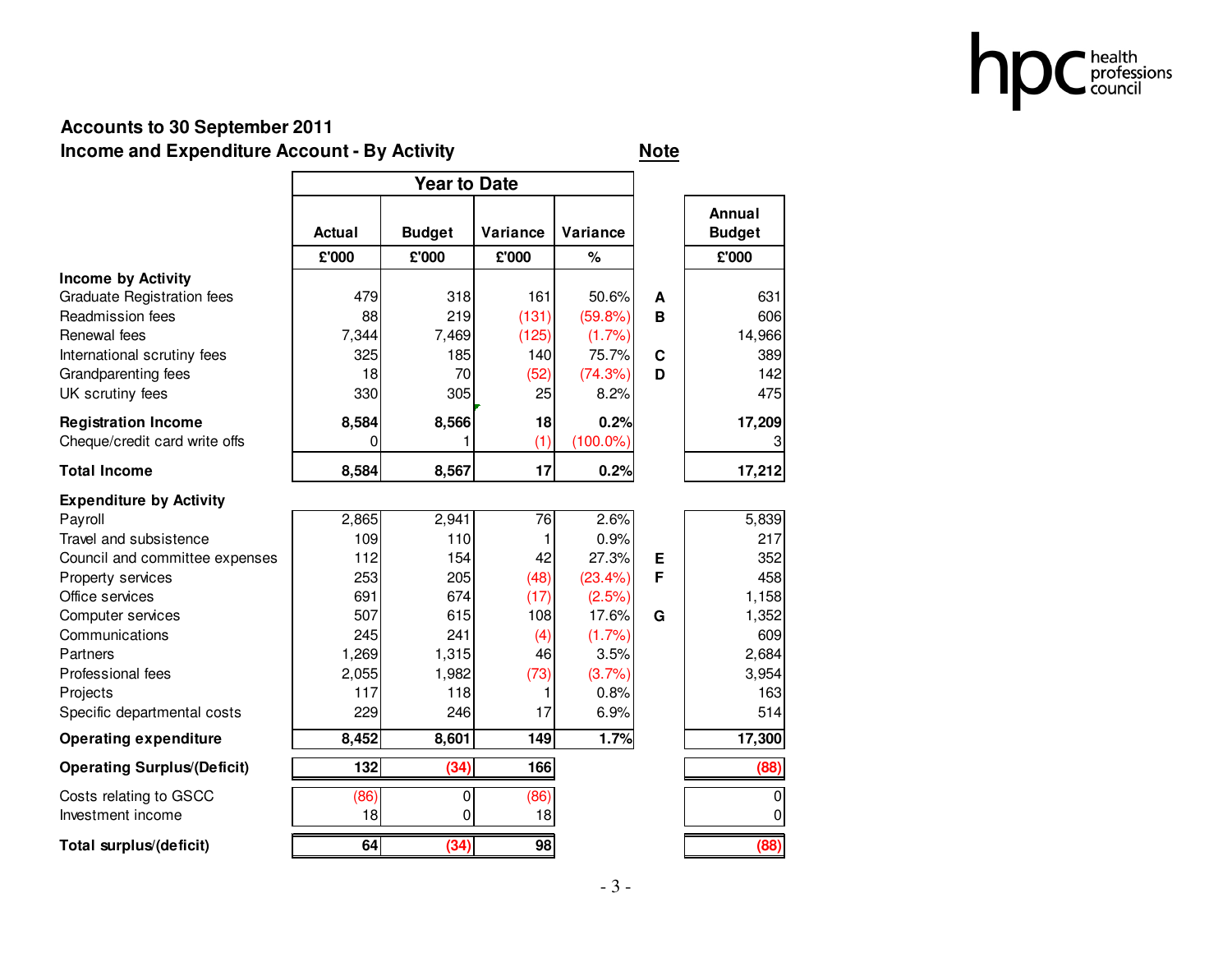## Accounts to 30 September 2011

### Income and Expenditure Account - By Activity

| | Year to Date | | | | Note | Annual Budget |
|---|---|---|---|---|---|---|
| | Actual | Budget | Variance | Variance | | |
| | £'000 | £'000 | £'000 | % | | £'000 |
| **Income by Activity** | | | | | | |
| Graduate Registration fees | 479 | 318 | 161 | 50.6% | A | 631 |
| Readmission fees | 88 | 219 | (131) | (59.8%) | B | 606 |
| Renewal fees | 7,344 | 7,469 | (125) | (1.7%) | | 14,966 |
| International scrutiny fees | 325 | 185 | 140 | 75.7% | C | 389 |
| Grandparenting fees | 18 | 70 | (52) | (74.3%) | D | 142 |
| UK scrutiny fees | 330 | 305 | 25 | 8.2% | | 475 |
| **Registration Income** | **8,584** | **8,566** | **18** | **0.2%** | | **17,209** |
| Cheque/credit card write offs | 0 | 1 | (1) | (100.0%) | | 3 |
| **Total Income** | **8,584** | **8,567** | **17** | **0.2%** | | **17,212** |
| **Expenditure by Activity** | | | | | | |
| Payroll | 2,865 | 2,941 | 76 | 2.6% | | 5,839 |
| Travel and subsistence | 109 | 110 | 1 | 0.9% | | 217 |
| Council and committee expenses | 112 | 154 | 42 | 27.3% | E | 352 |
| Property services | 253 | 205 | (48) | (23.4%) | F | 458 |
| Office services | 691 | 674 | (17) | (2.5%) | | 1,158 |
| Computer services | 507 | 615 | 108 | 17.6% | G | 1,352 |
| Communications | 245 | 241 | (4) | (1.7%) | | 609 |
| Partners | 1,269 | 1,315 | 46 | 3.5% | | 2,684 |
| Professional fees | 2,055 | 1,982 | (73) | (3.7%) | | 3,954 |
| Projects | 117 | 118 | 1 | 0.8% | | 163 |
| Specific departmental costs | 229 | 246 | 17 | 6.9% | | 514 |
| **Operating expenditure** | **8,452** | **8,601** | **149** | **1.7%** | | **17,300** |
| **Operating Surplus/(Deficit)** | **132** | **(34)** | **166** | | | **(88)** |
| Costs relating to GSCC | (86) | 0 | (86) | | | 0 |
| Investment income | 18 | 0 | 18 | | | 0 |
| **Total surplus/(deficit)** | **64** | **(34)** | **98** | | | **(88)** |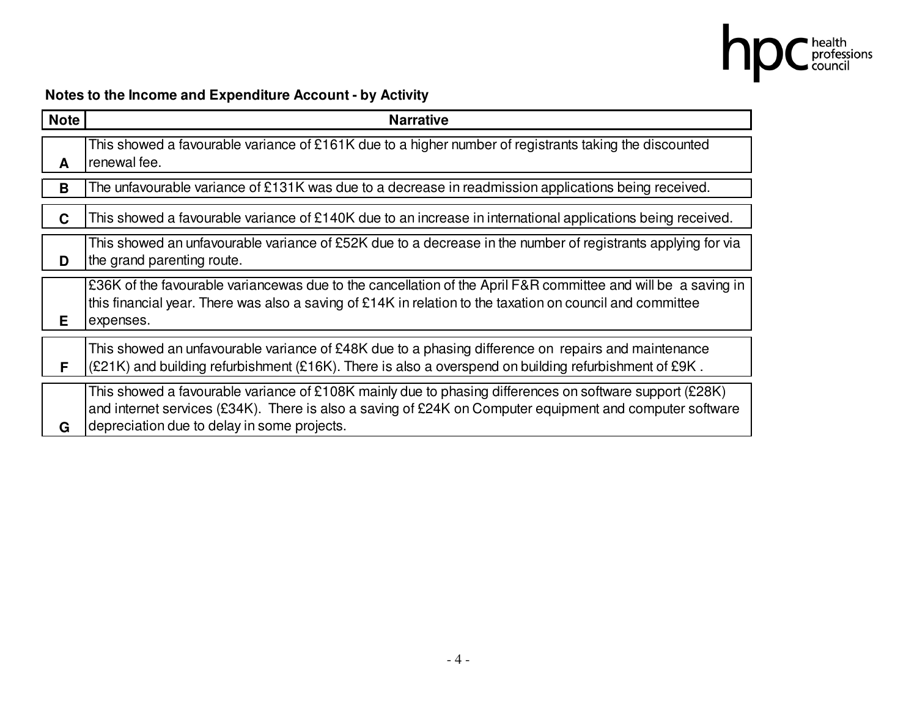**Notes to the Income and Expenditure Account - by Activity**

| Note | Narrative |
|---|---|
| A | This showed a favourable variance of £161K due to a higher number of registrants taking the discounted renewal fee. |
| B | The unfavourable variance of £131K was due to a decrease in readmission applications being received. |
| C | This showed a favourable variance of £140K due to an increase in international applications being received. |
| D | This showed an unfavourable variance of £52K due to a decrease in the number of registrants applying for via the grand parenting route. |
| E | £36K of the favourable variancewas due to the cancellation of the April F&R committee and will be a saving in this financial year. There was also a saving of £14K in relation to the taxation on council and committee expenses. |
| F | This showed an unfavourable variance of £48K due to a phasing difference on repairs and maintenance (£21K) and building refurbishment (£16K). There is also a overspend on building refurbishment of £9K . |
| G | This showed a favourable variance of £108K mainly due to phasing differences on software support (£28K) and internet services (£34K). There is also a saving of £24K on Computer equipment and computer software depreciation due to delay in some projects. |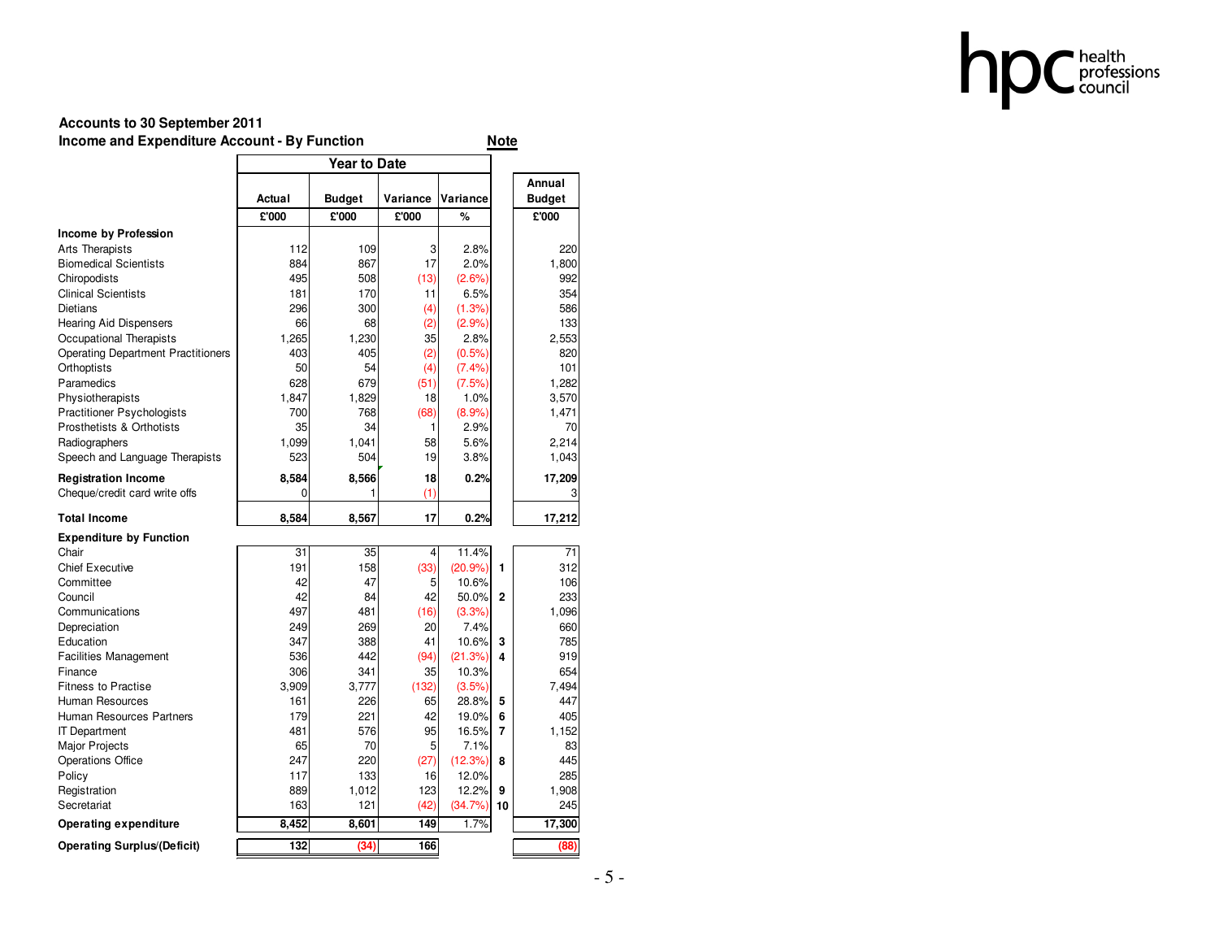**Accounts to 30 September 2011**

**Income and Expenditure Account - By Function**

| | Year to Date | | | | Note | Annual Budget |
|---|---|---|---|---|---|---|
| | Actual | Budget | Variance | Variance | | |
| | £'000 | £'000 | £'000 | % | | £'000 |
| **Income by Profession** | | | | | | |
| Arts Therapists | 112 | 109 | 3 | 2.8% | | 220 |
| Biomedical Scientists | 884 | 867 | 17 | 2.0% | | 1,800 |
| Chiropodists | 495 | 508 | (13) | (2.6%) | | 992 |
| Clinical Scientists | 181 | 170 | 11 | 6.5% | | 354 |
| Dietians | 296 | 300 | (4) | (1.3%) | | 586 |
| Hearing Aid Dispensers | 66 | 68 | (2) | (2.9%) | | 133 |
| Occupational Therapists | 1,265 | 1,230 | 35 | 2.8% | | 2,553 |
| Operating Department Practitioners | 403 | 405 | (2) | (0.5%) | | 820 |
| Orthoptists | 50 | 54 | (4) | (7.4%) | | 101 |
| Paramedics | 628 | 679 | (51) | (7.5%) | | 1,282 |
| Physiotherapists | 1,847 | 1,829 | 18 | 1.0% | | 3,570 |
| Practitioner Psychologists | 700 | 768 | (68) | (8.9%) | | 1,471 |
| Prosthetists & Orthotists | 35 | 34 | 1 | 2.9% | | 70 |
| Radiographers | 1,099 | 1,041 | 58 | 5.6% | | 2,214 |
| Speech and Language Therapists | 523 | 504 | 19 | 3.8% | | 1,043 |
| **Registration Income** | **8,584** | **8,566** | **18** | **0.2%** | | **17,209** |
| Cheque/credit card write offs | 0 | 1 | (1) | | | 3 |
| **Total Income** | **8,584** | **8,567** | **17** | **0.2%** | | **17,212** |
| **Expenditure by Function** | | | | | | |
| Chair | 31 | 35 | 4 | 11.4% | | 71 |
| Chief Executive | 191 | 158 | (33) | (20.9%) | 1 | 312 |
| Committee | 42 | 47 | 5 | 10.6% | | 106 |
| Council | 42 | 84 | 42 | 50.0% | 2 | 233 |
| Communications | 497 | 481 | (16) | (3.3%) | | 1,096 |
| Depreciation | 249 | 269 | 20 | 7.4% | | 660 |
| Education | 347 | 388 | 41 | 10.6% | 3 | 785 |
| Facilities Management | 536 | 442 | (94) | (21.3%) | 4 | 919 |
| Finance | 306 | 341 | 35 | 10.3% | | 654 |
| Fitness to Practise | 3,909 | 3,777 | (132) | (3.5%) | | 7,494 |
| Human Resources | 161 | 226 | 65 | 28.8% | 5 | 447 |
| Human Resources Partners | 179 | 221 | 42 | 19.0% | 6 | 405 |
| IT Department | 481 | 576 | 95 | 16.5% | 7 | 1,152 |
| Major Projects | 65 | 70 | 5 | 7.1% | | 83 |
| Operations Office | 247 | 220 | (27) | (12.3%) | 8 | 445 |
| Policy | 117 | 133 | 16 | 12.0% | | 285 |
| Registration | 889 | 1,012 | 123 | 12.2% | 9 | 1,908 |
| Secretariat | 163 | 121 | (42) | (34.7%) | 10 | 245 |
| **Operating expenditure** | **8,452** | **8,601** | **149** | 1.7% | | **17,300** |
| **Operating Surplus/(Deficit)** | **132** | **(34)** | **166** | | | **(88)** |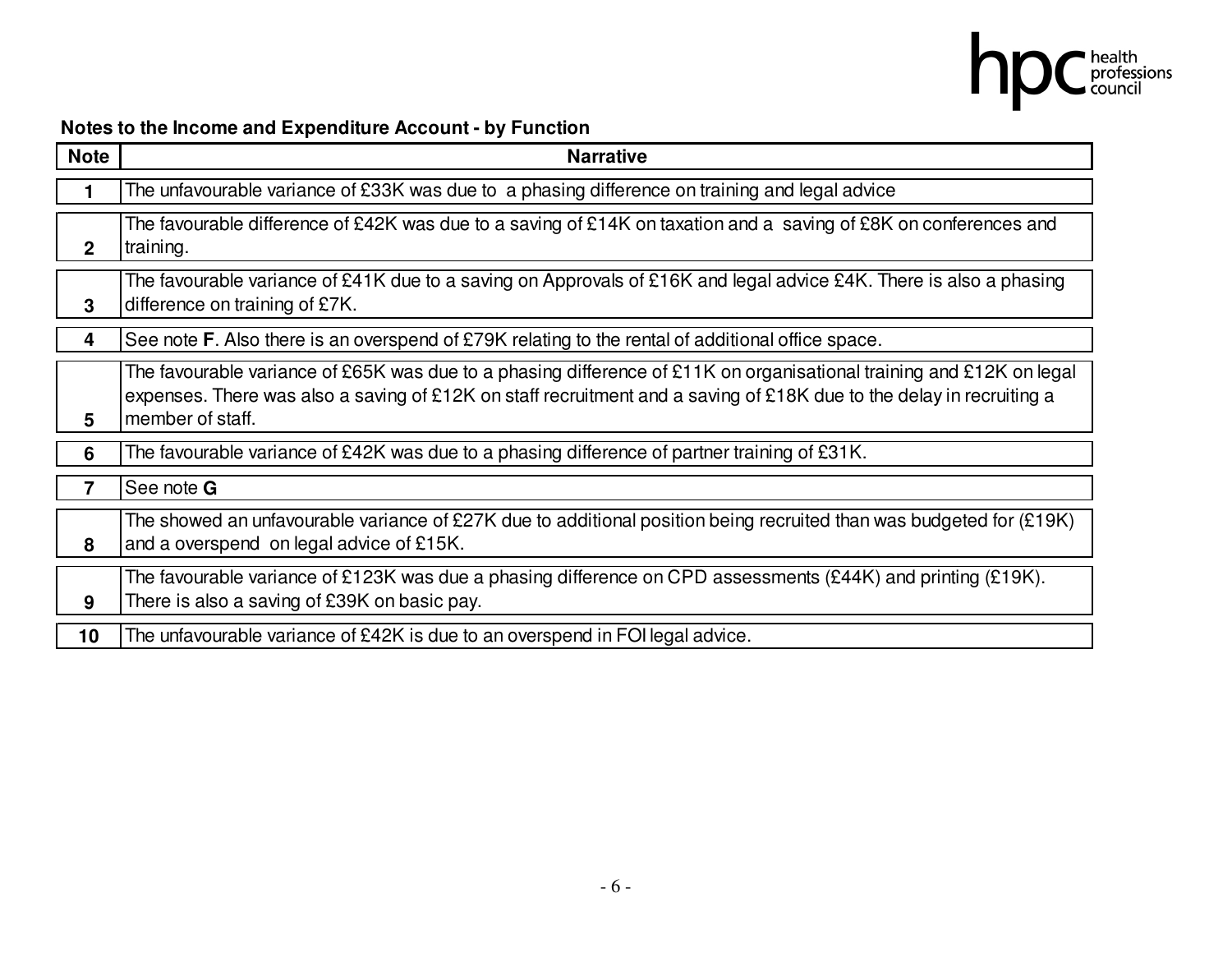**Notes to the Income and Expenditure Account - by Function**

| Note | Narrative |
|---|---|
| 1 | The unfavourable variance of £33K was due to a phasing difference on training and legal advice |
| 2 | The favourable difference of £42K was due to a saving of £14K on taxation and a saving of £8K on conferences and training. |
| 3 | The favourable variance of £41K due to a saving on Approvals of £16K and legal advice £4K. There is also a phasing difference on training of £7K. |
| 4 | See note **F**. Also there is an overspend of £79K relating to the rental of additional office space. |
| 5 | The favourable variance of £65K was due to a phasing difference of £11K on organisational training and £12K on legal expenses. There was also a saving of £12K on staff recruitment and a saving of £18K due to the delay in recruiting a member of staff. |
| 6 | The favourable variance of £42K was due to a phasing difference of partner training of £31K. |
| 7 | See note **G** |
| 8 | The showed an unfavourable variance of £27K due to additional position being recruited than was budgeted for (£19K) and a overspend on legal advice of £15K. |
| 9 | The favourable variance of £123K was due a phasing difference on CPD assessments (£44K) and printing (£19K). There is also a saving of £39K on basic pay. |
| 10 | The unfavourable variance of £42K is due to an overspend in FOI legal advice. |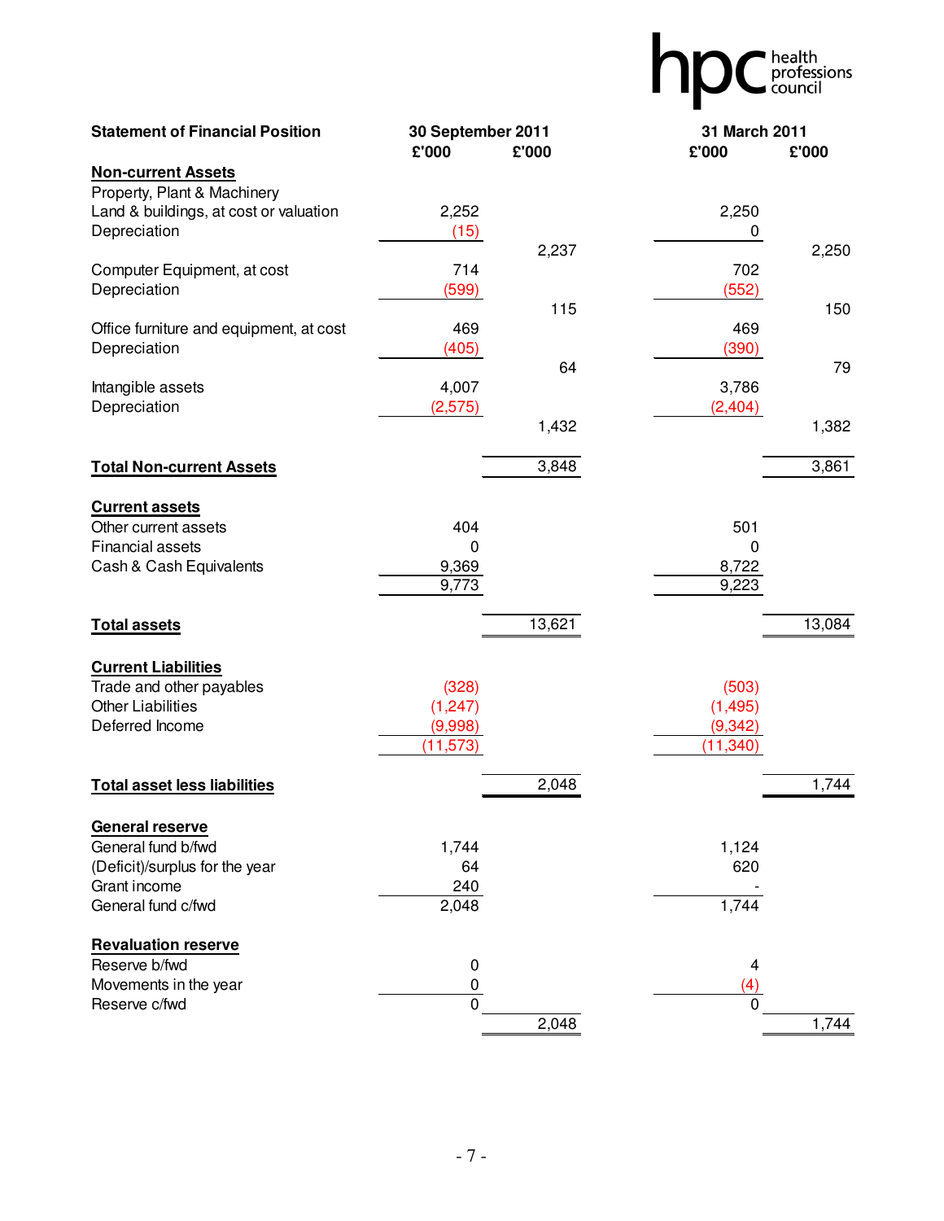| Statement of Financial Position | 30 September 2011 | | 31 March 2011 | |
|---|---|---|---|---|
| | £'000 | £'000 | £'000 | £'000 |
| **Non-current Assets** | | | | |
| Property, Plant & Machinery | | | | |
| Land & buildings, at cost or valuation | 2,252 | | 2,250 | |
| Depreciation | (15) | | 0 | |
| | | 2,237 | | 2,250 |
| Computer Equipment, at cost | 714 | | 702 | |
| Depreciation | (599) | | (552) | |
| | | 115 | | 150 |
| Office furniture and equipment, at cost | 469 | | 469 | |
| Depreciation | (405) | | (390) | |
| | | 64 | | 79 |
| Intangible assets | 4,007 | | 3,786 | |
| Depreciation | (2,575) | | (2,404) | |
| | | 1,432 | | 1,382 |
| **Total Non-current Assets** | | 3,848 | | 3,861 |
| **Current assets** | | | | |
| Other current assets | 404 | | 501 | |
| Financial assets | 0 | | 0 | |
| Cash & Cash Equivalents | 9,369 | | 8,722 | |
| | 9,773 | | 9,223 | |
| **Total assets** | | 13,621 | | 13,084 |
| **Current Liabilities** | | | | |
| Trade and other payables | (328) | | (503) | |
| Other Liabilities | (1,247) | | (1,495) | |
| Deferred Income | (9,998) | | (9,342) | |
| | (11,573) | | (11,340) | |
| **Total asset less liabilities** | | 2,048 | | 1,744 |
| **General reserve** | | | | |
| General fund b/fwd | 1,744 | | 1,124 | |
| (Deficit)/surplus for the year | 64 | | 620 | |
| Grant income | 240 | | - | |
| General fund c/fwd | 2,048 | | 1,744 | |
| **Revaluation reserve** | | | | |
| Reserve b/fwd | 0 | | 4 | |
| Movements in the year | 0 | | (4) | |
| Reserve c/fwd | 0 | | 0 | |
| | | 2,048 | | 1,744 |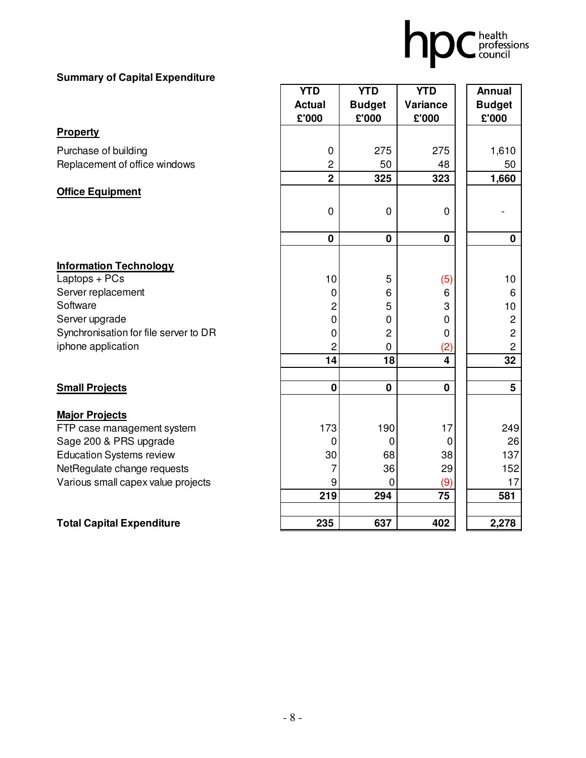hpc health professions council

## Summary of Capital Expenditure

| | YTD Actual £'000 | YTD Budget £'000 | YTD Variance £'000 | Annual Budget £'000 |
|---|---|---|---|---|
| **Property** | | | | |
| Purchase of building | 0 | 275 | 275 | 1,610 |
| Replacement of office windows | 2 | 50 | 48 | 50 |
| | **2** | **325** | **323** | **1,660** |
| **Office Equipment** | | | | |
| | 0 | 0 | 0 | - |
| | **0** | **0** | **0** | **0** |
| **Information Technology** | | | | |
| Laptops + PCs | 10 | 5 | (5) | 10 |
| Server replacement | 0 | 6 | 6 | 6 |
| Software | 2 | 5 | 3 | 10 |
| Server upgrade | 0 | 0 | 0 | 2 |
| Synchronisation for file server to DR | 0 | 2 | 0 | 2 |
| iphone application | 2 | 0 | (2) | 2 |
| | **14** | **18** | **4** | **32** |
| **Small Projects** | **0** | **0** | **0** | **5** |
| **Major Projects** | | | | |
| FTP case management system | 173 | 190 | 17 | 249 |
| Sage 200 & PRS upgrade | 0 | 0 | 0 | 26 |
| Education Systems review | 30 | 68 | 38 | 137 |
| NetRegulate change requests | 7 | 36 | 29 | 152 |
| Various small capex value projects | 9 | 0 | (9) | 17 |
| | **219** | **294** | **75** | **581** |
| **Total Capital Expenditure** | **235** | **637** | **402** | **2,278** |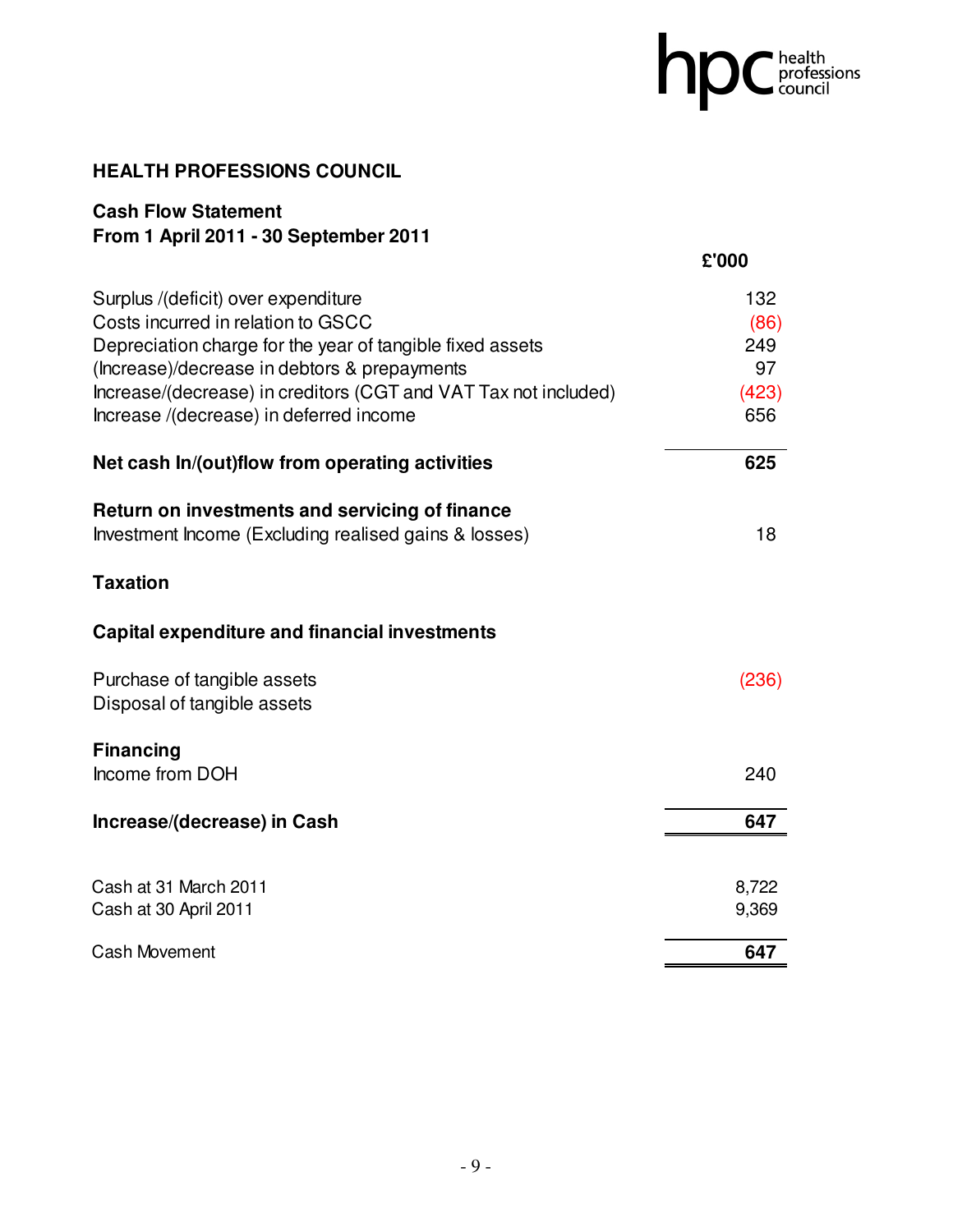## HEALTH PROFESSIONS COUNCIL

### Cash Flow Statement
### From 1 April 2011 - 30 September 2011

| | £'000 |
|---|---|
| Surplus /(deficit) over expenditure | 132 |
| Costs incurred in relation to GSCC | (86) |
| Depreciation charge for the year of tangible fixed assets | 249 |
| (Increase)/decrease in debtors & prepayments | 97 |
| Increase/(decrease) in creditors (CGT and VAT Tax not included) | (423) |
| Increase /(decrease) in deferred income | 656 |
| **Net cash In/(out)flow from operating activities** | **625** |
| **Return on investments and servicing of finance** | |
| Investment Income (Excluding realised gains & losses) | 18 |
| **Taxation** | |
| **Capital expenditure and financial investments** | |
| Purchase of tangible assets | (236) |
| Disposal of tangible assets | |
| **Financing** | |
| Income from DOH | 240 |
| **Increase/(decrease) in Cash** | **647** |
| Cash at 31 March 2011 | 8,722 |
| Cash at 30 April 2011 | 9,369 |
| Cash Movement | **647** |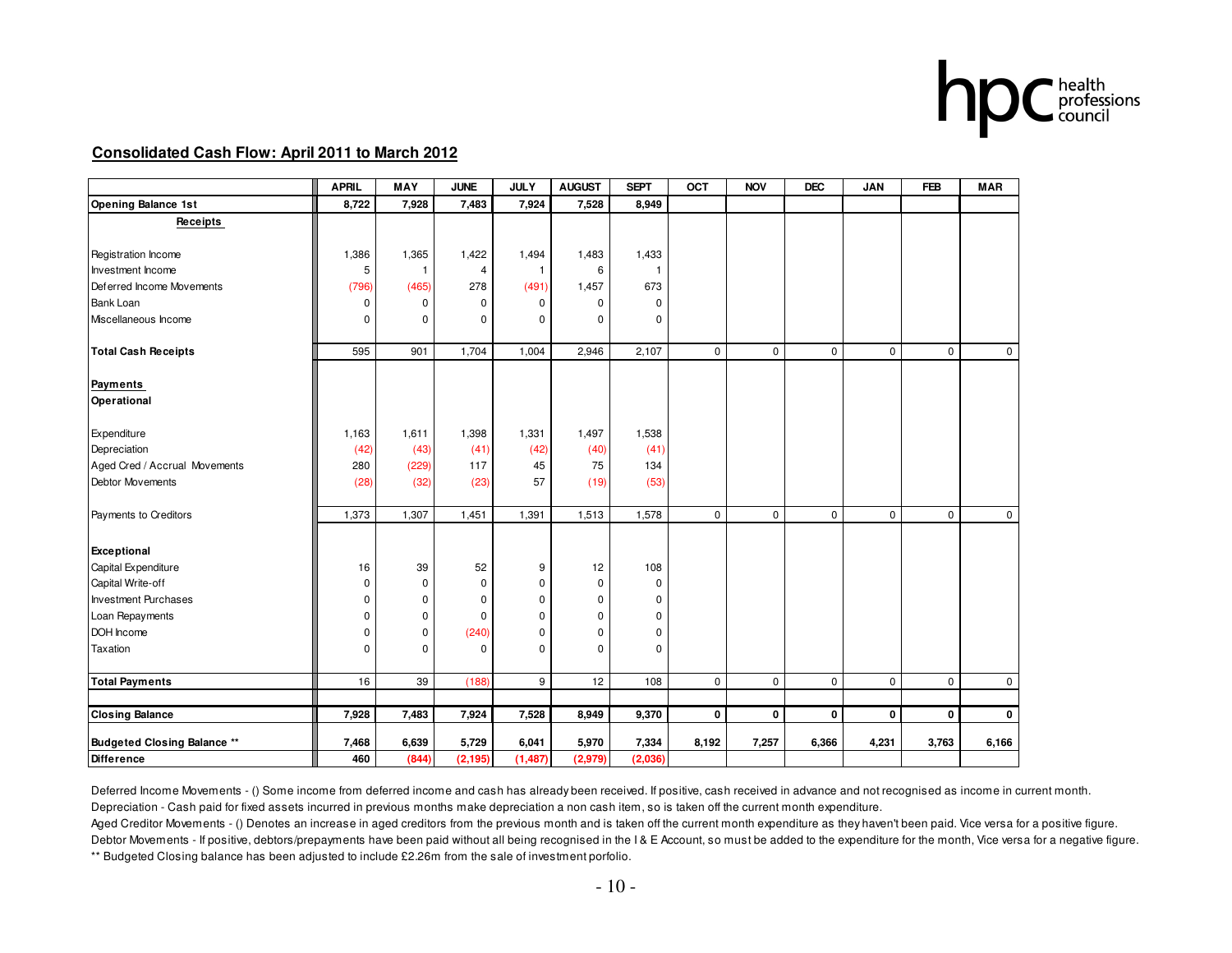## Consolidated Cash Flow: April 2011 to March 2012

| | APRIL | MAY | JUNE | JULY | AUGUST | SEPT | OCT | NOV | DEC | JAN | FEB | MAR |
|---|---|---|---|---|---|---|---|---|---|---|---|---|
| **Opening Balance 1st** | **8,722** | **7,928** | **7,483** | **7,924** | **7,528** | **8,949** | | | | | | |
| **Receipts** | | | | | | | | | | | | |
| Registration Income | 1,386 | 1,365 | 1,422 | 1,494 | 1,483 | 1,433 | | | | | | |
| Investment Income | 5 | 1 | 4 | 1 | 6 | 1 | | | | | | |
| Deferred Income Movements | (796) | (465) | 278 | (491) | 1,457 | 673 | | | | | | |
| Bank Loan | 0 | 0 | 0 | 0 | 0 | 0 | | | | | | |
| Miscellaneous Income | 0 | 0 | 0 | 0 | 0 | 0 | | | | | | |
| **Total Cash Receipts** | 595 | 901 | 1,704 | 1,004 | 2,946 | 2,107 | 0 | 0 | 0 | 0 | 0 | 0 |
| **Payments** | | | | | | | | | | | | |
| **Operational** | | | | | | | | | | | | |
| Expenditure | 1,163 | 1,611 | 1,398 | 1,331 | 1,497 | 1,538 | | | | | | |
| Depreciation | (42) | (43) | (41) | (42) | (40) | (41) | | | | | | |
| Aged Cred / Accrual Movements | 280 | (229) | 117 | 45 | 75 | 134 | | | | | | |
| Debtor Movements | (28) | (32) | (23) | 57 | (19) | (53) | | | | | | |
| Payments to Creditors | 1,373 | 1,307 | 1,451 | 1,391 | 1,513 | 1,578 | 0 | 0 | 0 | 0 | 0 | 0 |
| **Exceptional** | | | | | | | | | | | | |
| Capital Expenditure | 16 | 39 | 52 | 9 | 12 | 108 | | | | | | |
| Capital Write-off | 0 | 0 | 0 | 0 | 0 | 0 | | | | | | |
| Investment Purchases | 0 | 0 | 0 | 0 | 0 | 0 | | | | | | |
| Loan Repayments | 0 | 0 | 0 | 0 | 0 | 0 | | | | | | |
| DOH Income | 0 | 0 | (240) | 0 | 0 | 0 | | | | | | |
| Taxation | 0 | 0 | 0 | 0 | 0 | 0 | | | | | | |
| **Total Payments** | 16 | 39 | (188) | 9 | 12 | 108 | 0 | 0 | 0 | 0 | 0 | 0 |
| **Closing Balance** | **7,928** | **7,483** | **7,924** | **7,528** | **8,949** | **9,370** | **0** | **0** | **0** | **0** | **0** | **0** |
| **Budgeted Closing Balance \*\*** | **7,468** | **6,639** | **5,729** | **6,041** | **5,970** | **7,334** | **8,192** | **7,257** | **6,366** | **4,231** | **3,763** | **6,166** |
| **Difference** | **460** | **(844)** | **(2,195)** | **(1,487)** | **(2,979)** | **(2,036)** | | | | | | |

Deferred Income Movements - () Some income from deferred income and cash has already been received. If positive, cash received in advance and not recognised as income in current month.

Depreciation - Cash paid for fixed assets incurred in previous months make depreciation a non cash item, so is taken off the current month expenditure.

Aged Creditor Movements - () Denotes an increase in aged creditors from the previous month and is taken off the current month expenditure as they haven't been paid. Vice versa for a positive figure.

Debtor Movements - If positive, debtors/prepayments have been paid without all being recognised in the I & E Account, so must be added to the expenditure for the month, Vice versa for a negative figure.

** Budgeted Closing balance has been adjusted to include £2.26m from the sale of investment porfolio.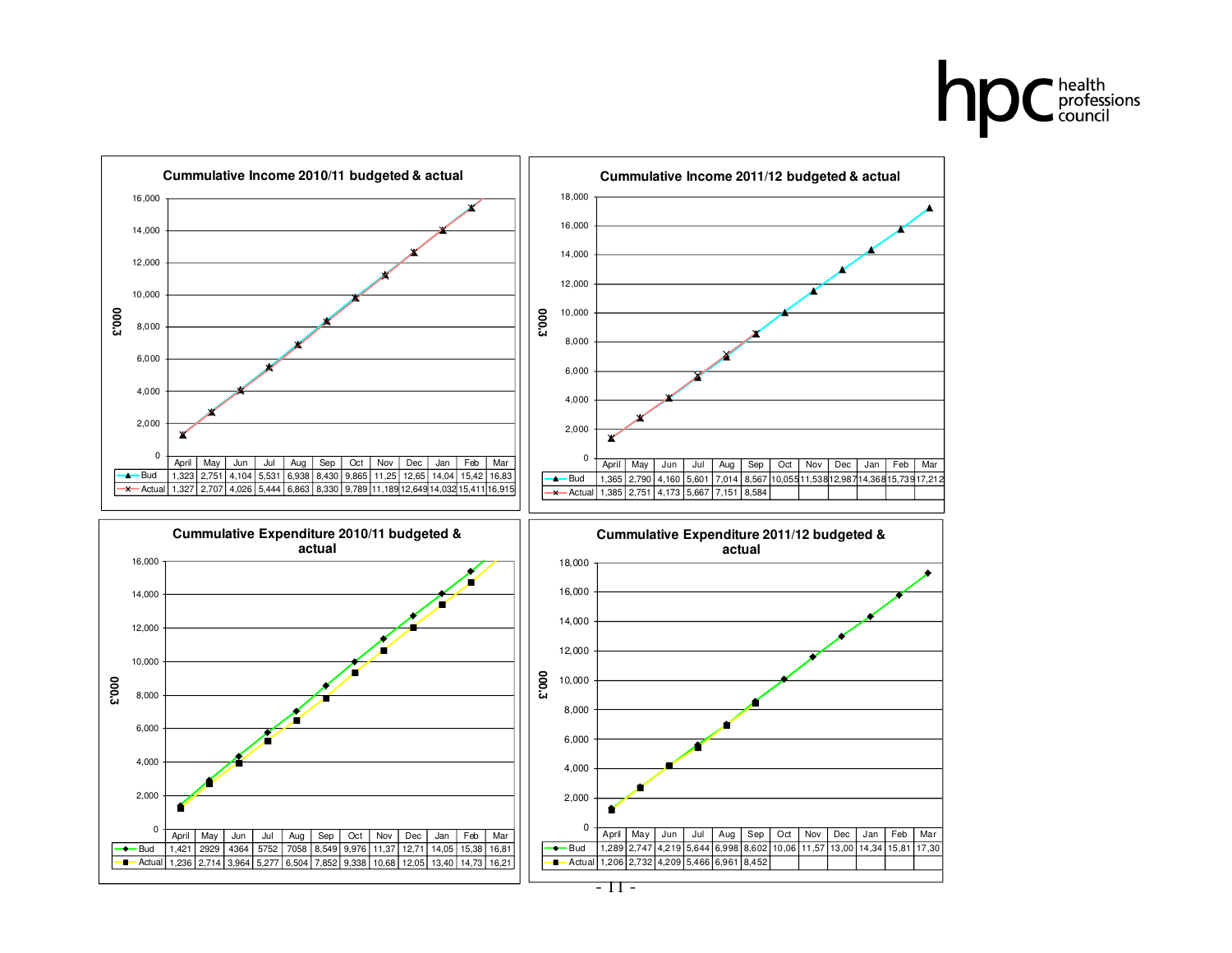hpc health professions council

**Cummulative Income 2010/11 budgeted & actual**

£'000

0, 2,000, 4,000, 6,000, 8,000, 10,000, 12,000, 14,000, 16,000

April May Jun Jul Aug Sep Oct Nov Dec Jan Feb Mar

Bud 1,323 2,751 4,104 5,531 6,938 8,430 9,865 11,25 12,65 14,04 15,42 16,83

Actual 1,327 2,707 4,026 5,444 6,863 8,330 9,789 11,189 12,649 14,032 15,411 16,915

**Cummulative Income 2011/12 budgeted & actual**

£'000

0, 2,000, 4,000, 6,000, 8,000, 10,000, 12,000, 14,000, 16,000, 18,000

April May Jun Jul Aug Sep Oct Nov Dec Jan Feb Mar

Bud 1,365 2,790 4,160 5,601 7,014 8,567 10,055 11,538 12,987 14,368 15,739 17,212

Actual 1,385 2,751 4,173 5,667 7,151 8,584

**Cummulative Expenditure 2010/11 budgeted & actual**

£'000

0, 2,000, 4,000, 6,000, 8,000, 10,000, 12,000, 14,000, 16,000

April May Jun Jul Aug Sep Oct Nov Dec Jan Feb Mar

Bud 1,421 2929 4364 5752 7058 8,549 9,976 11,37 12,71 14,05 15,38 16,81

Actual 1,236 2,714 3,964 5,277 6,504 7,852 9,338 10,68 12,05 13,40 14,73 16,21

**Cummulative Expenditure 2011/12 budgeted & actual**

£'000

0, 2,000, 4,000, 6,000, 8,000, 10,000, 12,000, 14,000, 16,000, 18,000

April May Jun Jul Aug Sep Oct Nov Dec Jan Feb Mar

Bud 1,289 2,747 4,219 5,644 6,998 8,602 10,06 11,57 13,00 14,34 15,81 17,30

Actual 1,206 2,732 4,209 5,466 6,961 8,452